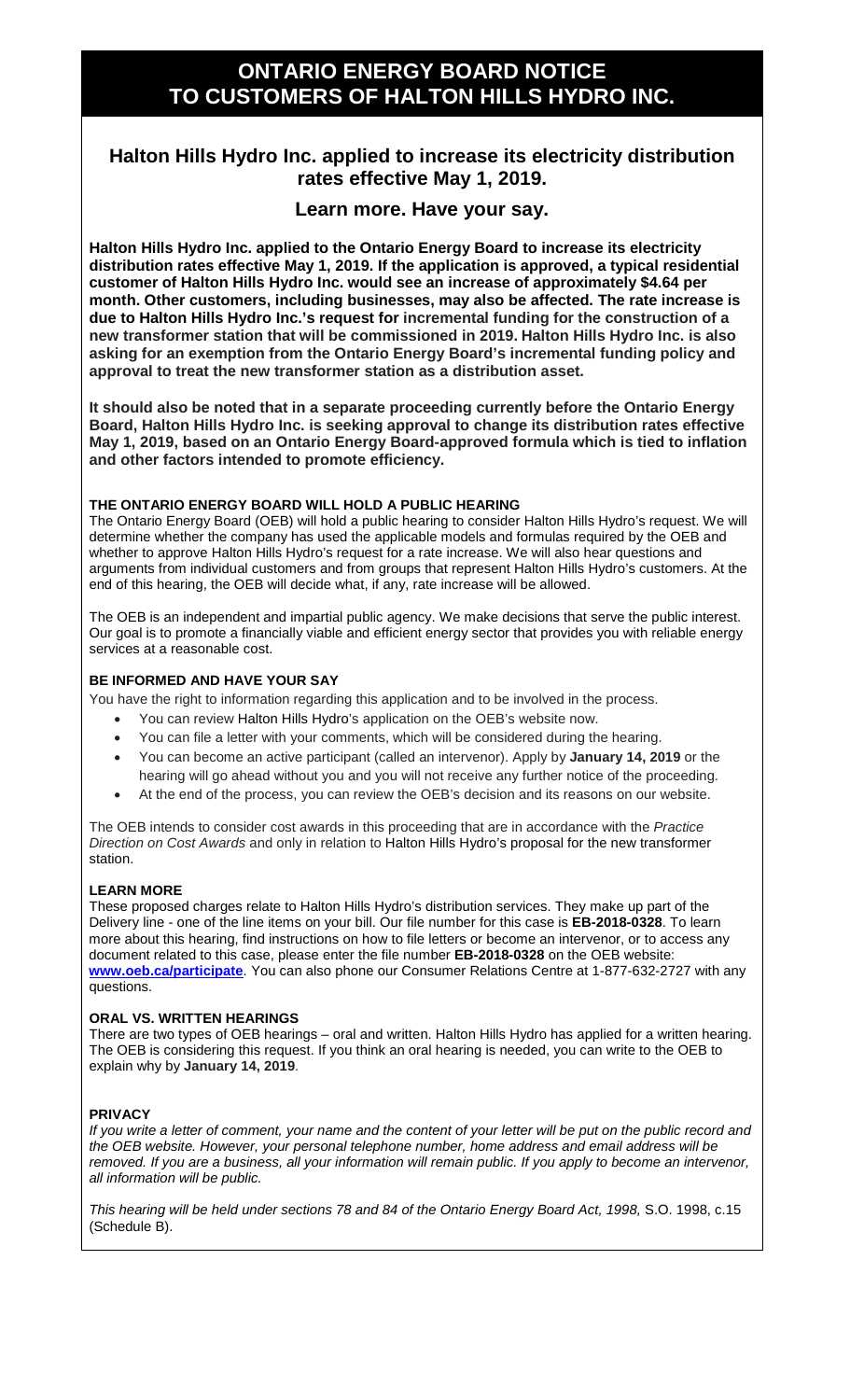# ONTARIO ENERGY BOARD NOTICE TO CUSTOMERS OF HALTON HILLS HYDRO INC.

## Halton Hills Hydro Inc. applied to increase its electricity distribution rates effective May 1, 2019.

## Learn more. Have your say.

**Halton Hills Hydro Inc. applied to the Ontario Energy Board to increase its electricity distribution rates effective May 1, 2019. If the application is approved, a typical residential customer of Halton Hills Hydro Inc. would see an increase of approximately $4.64 per month. Other customers, including businesses, may also be affected. The rate increase is due to Halton Hills Hydro Inc.'s request for incremental funding for the construction of a new transformer station that will be commissioned in 2019. Halton Hills Hydro Inc. is also asking for an exemption from the Ontario Energy Board's incremental funding policy and approval to treat the new transformer station as a distribution asset.**

**It should also be noted that in a separate proceeding currently before the Ontario Energy Board, Halton Hills Hydro Inc. is seeking approval to change its distribution rates effective May 1, 2019, based on an Ontario Energy Board-approved formula which is tied to inflation and other factors intended to promote efficiency.**

### THE ONTARIO ENERGY BOARD WILL HOLD A PUBLIC HEARING

The Ontario Energy Board (OEB) will hold a public hearing to consider Halton Hills Hydro's request. We will determine whether the company has used the applicable models and formulas required by the OEB and whether to approve Halton Hills Hydro's request for a rate increase. We will also hear questions and arguments from individual customers and from groups that represent Halton Hills Hydro's customers. At the end of this hearing, the OEB will decide what, if any, rate increase will be allowed.

The OEB is an independent and impartial public agency. We make decisions that serve the public interest. Our goal is to promote a financially viable and efficient energy sector that provides you with reliable energy services at a reasonable cost.

### BE INFORMED AND HAVE YOUR SAY

You have the right to information regarding this application and to be involved in the process.

- You can review Halton Hills Hydro's application on the OEB's website now.
- You can file a letter with your comments, which will be considered during the hearing.
- You can become an active participant (called an intervenor). Apply by **January 14, 2019** or the hearing will go ahead without you and you will not receive any further notice of the proceeding.
- At the end of the process, you can review the OEB's decision and its reasons on our website.

The OEB intends to consider cost awards in this proceeding that are in accordance with the *Practice Direction on Cost Awards* and only in relation to Halton Hills Hydro's proposal for the new transformer station.

### LEARN MORE

These proposed charges relate to Halton Hills Hydro's distribution services. They make up part of the Delivery line - one of the line items on your bill. Our file number for this case is **EB-2018-0328**. To learn more about this hearing, find instructions on how to file letters or become an intervenor, or to access any document related to this case, please enter the file number **EB-2018-0328** on the OEB website: **www.oeb.ca/participate**. You can also phone our Consumer Relations Centre at 1-877-632-2727 with any questions.

### ORAL VS. WRITTEN HEARINGS

There are two types of OEB hearings – oral and written. Halton Hills Hydro has applied for a written hearing. The OEB is considering this request. If you think an oral hearing is needed, you can write to the OEB to explain why by **January 14, 2019**.

### PRIVACY

*If you write a letter of comment, your name and the content of your letter will be put on the public record and the OEB website. However, your personal telephone number, home address and email address will be removed. If you are a business, all your information will remain public. If you apply to become an intervenor, all information will be public.*

*This hearing will be held under sections 78 and 84 of the Ontario Energy Board Act, 1998,* S.O. 1998, c.15 (Schedule B).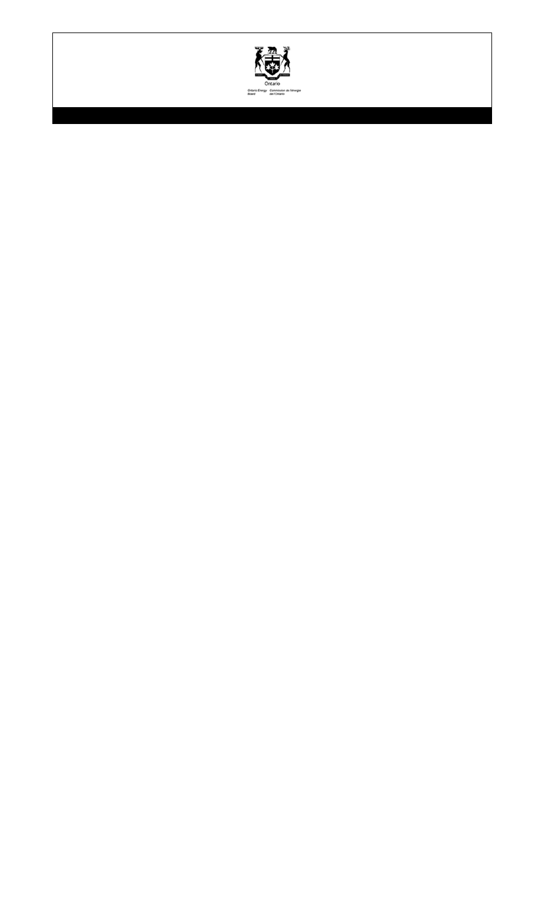Ontario

Ontario Energy Board

Commission de l'énergie de l'Ontario